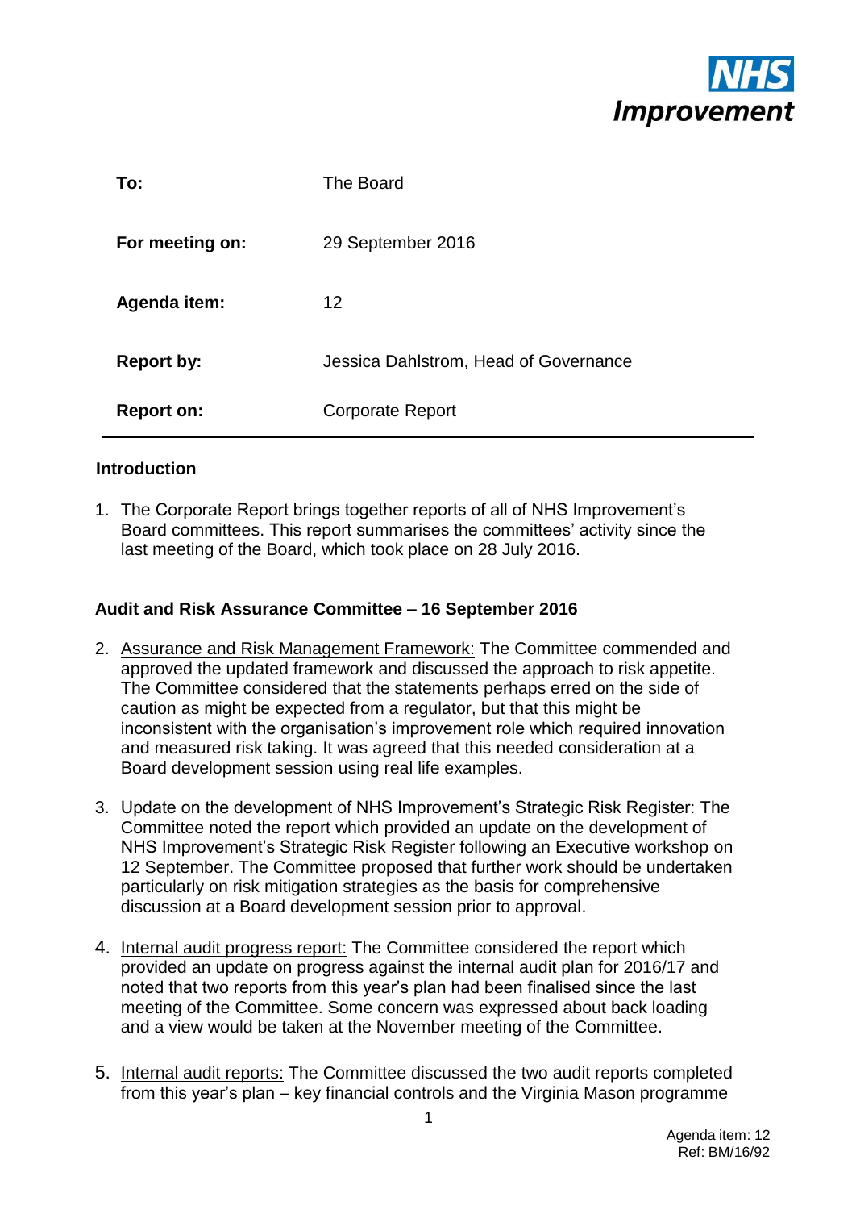NHS Improvement

| | |
|---|---|
| **To:** | The Board |
| **For meeting on:** | 29 September 2016 |
| **Agenda item:** | 12 |
| **Report by:** | Jessica Dahlstrom, Head of Governance |
| **Report on:** | Corporate Report |

## Introduction

1. The Corporate Report brings together reports of all of NHS Improvement's Board committees. This report summarises the committees' activity since the last meeting of the Board, which took place on 28 July 2016.

## Audit and Risk Assurance Committee – 16 September 2016

2. Assurance and Risk Management Framework: The Committee commended and approved the updated framework and discussed the approach to risk appetite. The Committee considered that the statements perhaps erred on the side of caution as might be expected from a regulator, but that this might be inconsistent with the organisation's improvement role which required innovation and measured risk taking. It was agreed that this needed consideration at a Board development session using real life examples.

3. Update on the development of NHS Improvement's Strategic Risk Register: The Committee noted the report which provided an update on the development of NHS Improvement's Strategic Risk Register following an Executive workshop on 12 September. The Committee proposed that further work should be undertaken particularly on risk mitigation strategies as the basis for comprehensive discussion at a Board development session prior to approval.

4. Internal audit progress report: The Committee considered the report which provided an update on progress against the internal audit plan for 2016/17 and noted that two reports from this year's plan had been finalised since the last meeting of the Committee. Some concern was expressed about back loading and a view would be taken at the November meeting of the Committee.

5. Internal audit reports: The Committee discussed the two audit reports completed from this year's plan – key financial controls and the Virginia Mason programme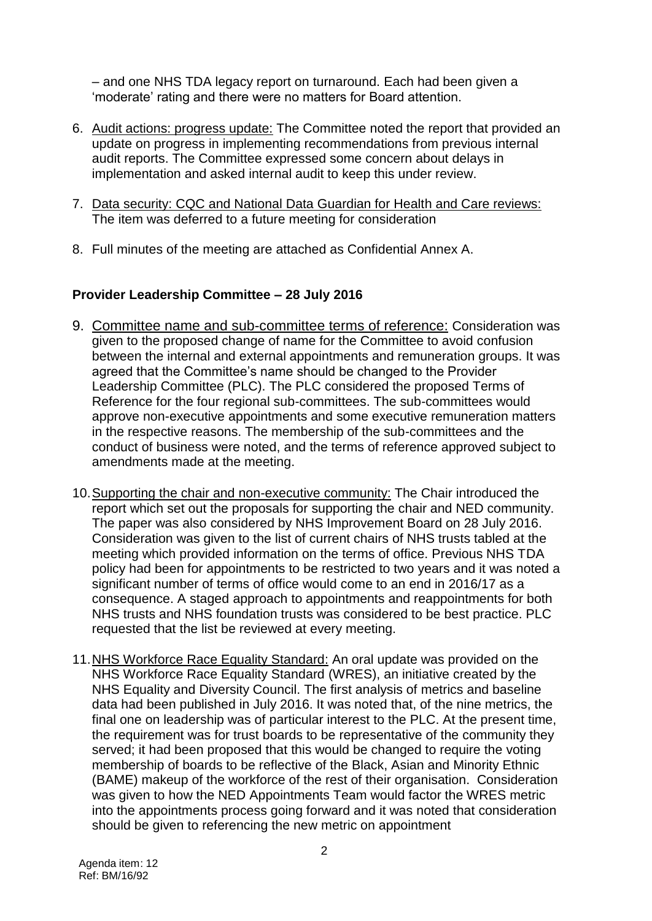– and one NHS TDA legacy report on turnaround. Each had been given a 'moderate' rating and there were no matters for Board attention.

6. Audit actions: progress update: The Committee noted the report that provided an update on progress in implementing recommendations from previous internal audit reports. The Committee expressed some concern about delays in implementation and asked internal audit to keep this under review.

7. Data security: CQC and National Data Guardian for Health and Care reviews: The item was deferred to a future meeting for consideration

8. Full minutes of the meeting are attached as Confidential Annex A.

**Provider Leadership Committee – 28 July 2016**

9. Committee name and sub-committee terms of reference: Consideration was given to the proposed change of name for the Committee to avoid confusion between the internal and external appointments and remuneration groups. It was agreed that the Committee's name should be changed to the Provider Leadership Committee (PLC). The PLC considered the proposed Terms of Reference for the four regional sub-committees. The sub-committees would approve non-executive appointments and some executive remuneration matters in the respective reasons. The membership of the sub-committees and the conduct of business were noted, and the terms of reference approved subject to amendments made at the meeting.

10. Supporting the chair and non-executive community: The Chair introduced the report which set out the proposals for supporting the chair and NED community. The paper was also considered by NHS Improvement Board on 28 July 2016. Consideration was given to the list of current chairs of NHS trusts tabled at the meeting which provided information on the terms of office. Previous NHS TDA policy had been for appointments to be restricted to two years and it was noted a significant number of terms of office would come to an end in 2016/17 as a consequence. A staged approach to appointments and reappointments for both NHS trusts and NHS foundation trusts was considered to be best practice. PLC requested that the list be reviewed at every meeting.

11. NHS Workforce Race Equality Standard: An oral update was provided on the NHS Workforce Race Equality Standard (WRES), an initiative created by the NHS Equality and Diversity Council. The first analysis of metrics and baseline data had been published in July 2016. It was noted that, of the nine metrics, the final one on leadership was of particular interest to the PLC. At the present time, the requirement was for trust boards to be representative of the community they served; it had been proposed that this would be changed to require the voting membership of boards to be reflective of the Black, Asian and Minority Ethnic (BAME) makeup of the workforce of the rest of their organisation. Consideration was given to how the NED Appointments Team would factor the WRES metric into the appointments process going forward and it was noted that consideration should be given to referencing the new metric on appointment

Agenda item: 12
Ref: BM/16/92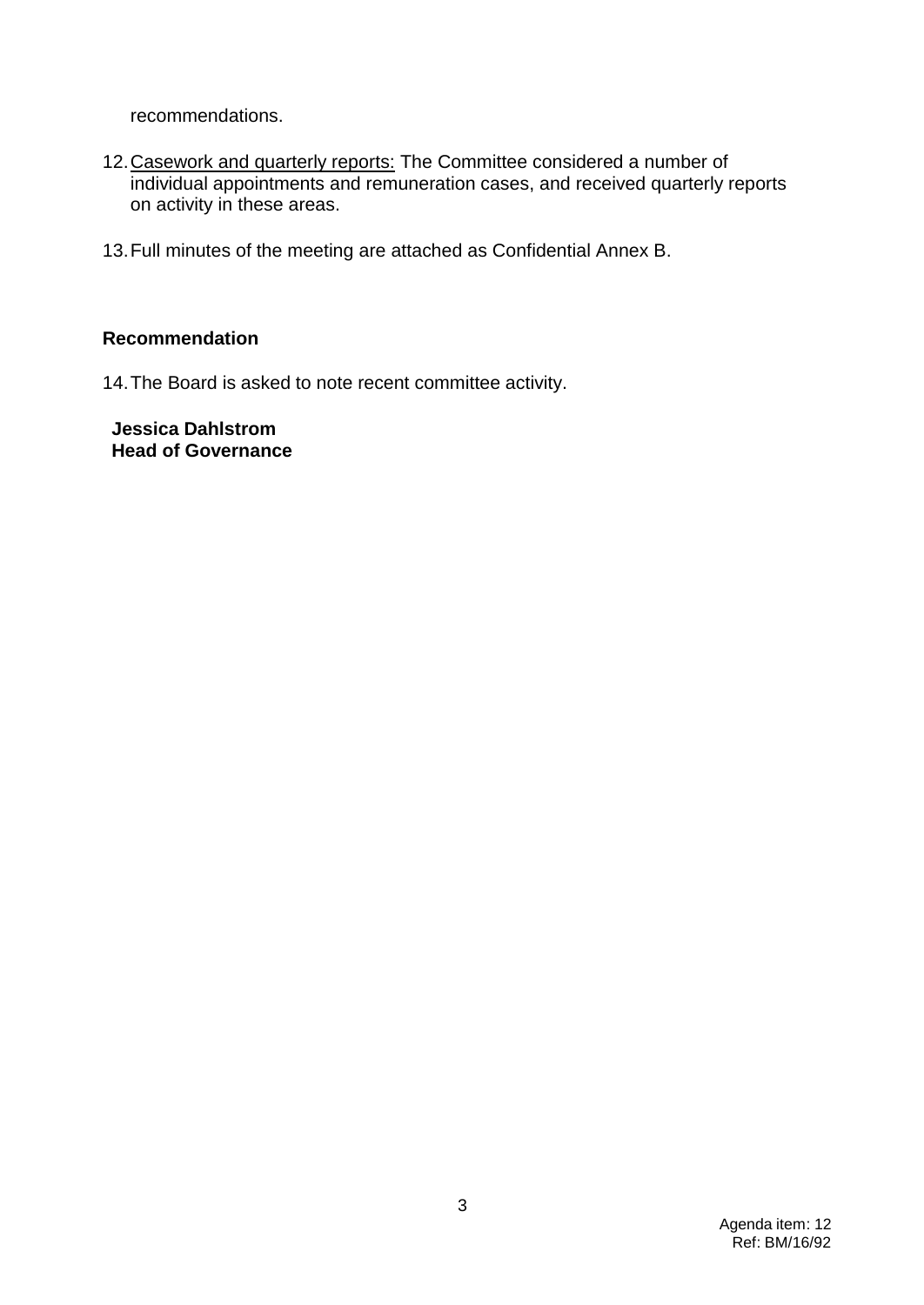recommendations.

12. Casework and quarterly reports: The Committee considered a number of individual appointments and remuneration cases, and received quarterly reports on activity in these areas.

13. Full minutes of the meeting are attached as Confidential Annex B.

**Recommendation**

14. The Board is asked to note recent committee activity.

**Jessica Dahlstrom**
**Head of Governance**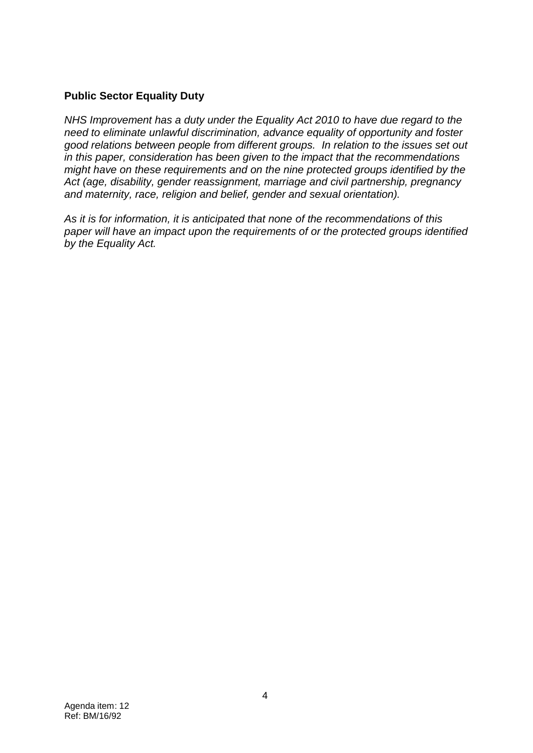**Public Sector Equality Duty**

*NHS Improvement has a duty under the Equality Act 2010 to have due regard to the need to eliminate unlawful discrimination, advance equality of opportunity and foster good relations between people from different groups. In relation to the issues set out in this paper, consideration has been given to the impact that the recommendations might have on these requirements and on the nine protected groups identified by the Act (age, disability, gender reassignment, marriage and civil partnership, pregnancy and maternity, race, religion and belief, gender and sexual orientation).*

*As it is for information, it is anticipated that none of the recommendations of this paper will have an impact upon the requirements of or the protected groups identified by the Equality Act.*